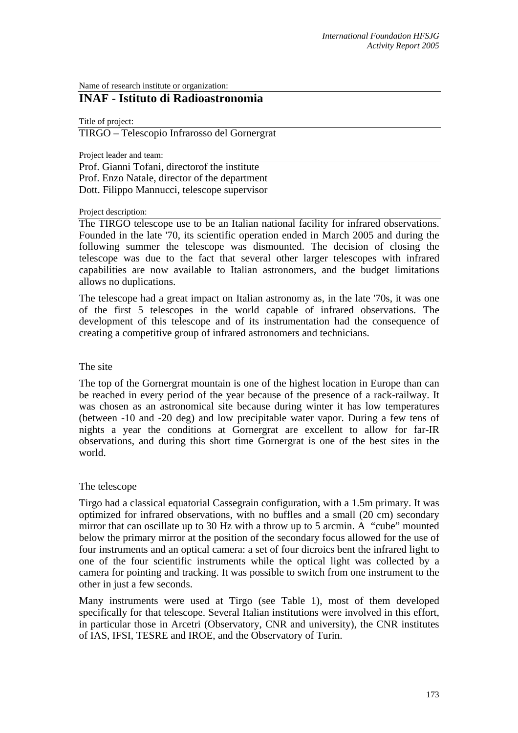Name of research institute or organization:

# INAF - Istituto di Radioastronomia

Title of project:

TIRGO – Telescopio Infrarosso del Gornergrat

Project leader and team:

Prof. Gianni Tofani, directorof the institute
Prof. Enzo Natale, director of the department
Dott. Filippo Mannucci, telescope supervisor

Project description:

The TIRGO telescope use to be an Italian national facility for infrared observations. Founded in the late '70, its scientific operation ended in March 2005 and during the following summer the telescope was dismounted. The decision of closing the telescope was due to the fact that several other larger telescopes with infrared capabilities are now available to Italian astronomers, and the budget limitations allows no duplications.

The telescope had a great impact on Italian astronomy as, in the late '70s, it was one of the first 5 telescopes in the world capable of infrared observations. The development of this telescope and of its instrumentation had the consequence of creating a competitive group of infrared astronomers and technicians.

## The site

The top of the Gornergrat mountain is one of the highest location in Europe than can be reached in every period of the year because of the presence of a rack-railway. It was chosen as an astronomical site because during winter it has low temperatures (between -10 and -20 deg) and low precipitable water vapor. During a few tens of nights a year the conditions at Gornergrat are excellent to allow for far-IR observations, and during this short time Gornergrat is one of the best sites in the world.

## The telescope

Tirgo had a classical equatorial Cassegrain configuration, with a 1.5m primary. It was optimized for infrared observations, with no buffles and a small (20 cm) secondary mirror that can oscillate up to 30 Hz with a throw up to 5 arcmin. A "cube" mounted below the primary mirror at the position of the secondary focus allowed for the use of four instruments and an optical camera: a set of four dicroics bent the infrared light to one of the four scientific instruments while the optical light was collected by a camera for pointing and tracking. It was possible to switch from one instrument to the other in just a few seconds.

Many instruments were used at Tirgo (see Table 1), most of them developed specifically for that telescope. Several Italian institutions were involved in this effort, in particular those in Arcetri (Observatory, CNR and university), the CNR institutes of IAS, IFSI, TESRE and IROE, and the Observatory of Turin.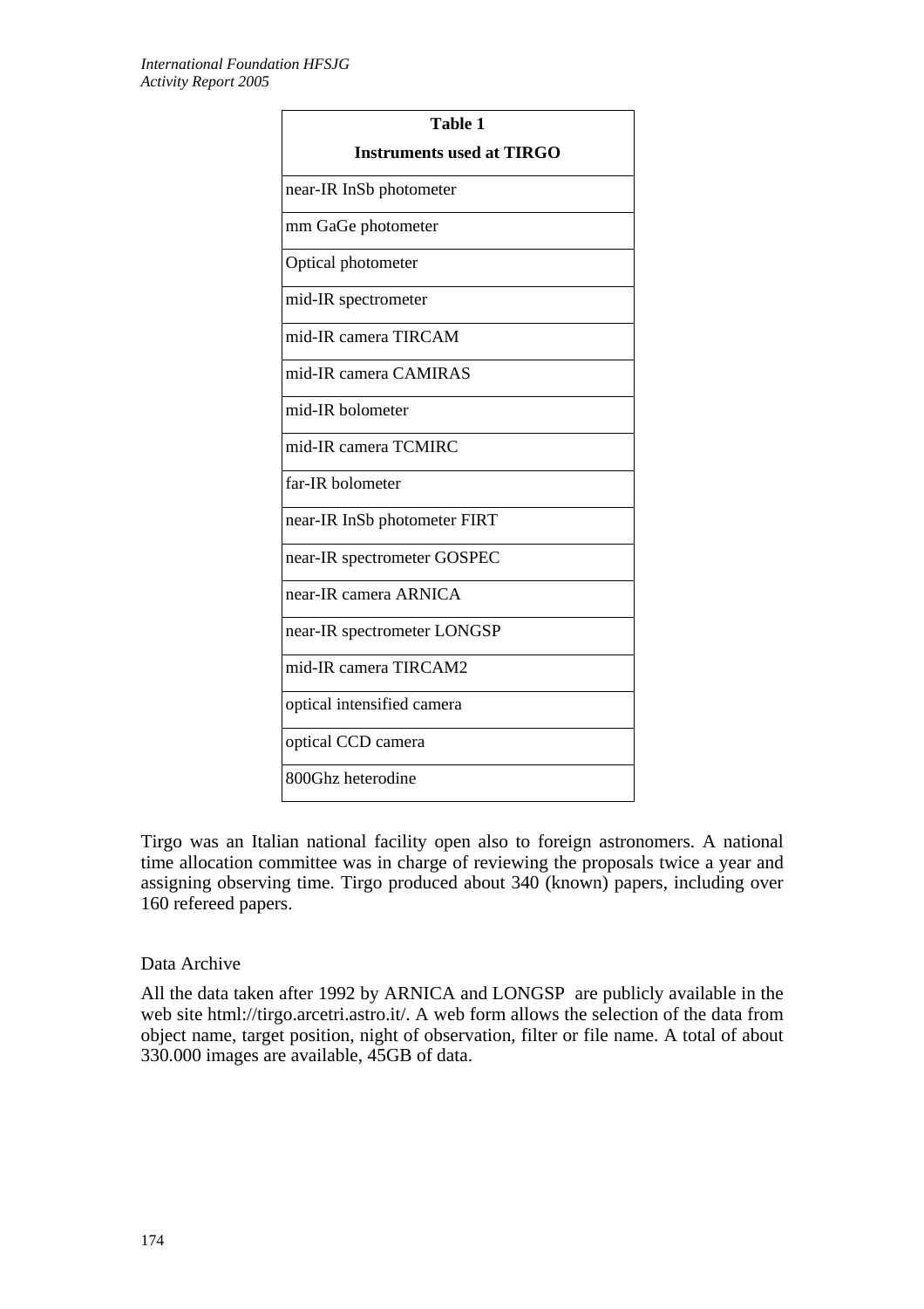| **Table 1** **Instruments used at TIRGO** |
|---|
| near-IR InSb photometer |
| mm GaGe photometer |
| Optical photometer |
| mid-IR spectrometer |
| mid-IR camera TIRCAM |
| mid-IR camera CAMIRAS |
| mid-IR bolometer |
| mid-IR camera TCMIRC |
| far-IR bolometer |
| near-IR InSb photometer FIRT |
| near-IR spectrometer GOSPEC |
| near-IR camera ARNICA |
| near-IR spectrometer LONGSP |
| mid-IR camera TIRCAM2 |
| optical intensified camera |
| optical CCD camera |
| 800Ghz heterodine |

Tirgo was an Italian national facility open also to foreign astronomers. A national time allocation committee was in charge of reviewing the proposals twice a year and assigning observing time. Tirgo produced about 340 (known) papers, including over 160 refereed papers.

Data Archive

All the data taken after 1992 by ARNICA and LONGSP are publicly available in the web site html://tirgo.arcetri.astro.it/. A web form allows the selection of the data from object name, target position, night of observation, filter or file name. A total of about 330.000 images are available, 45GB of data.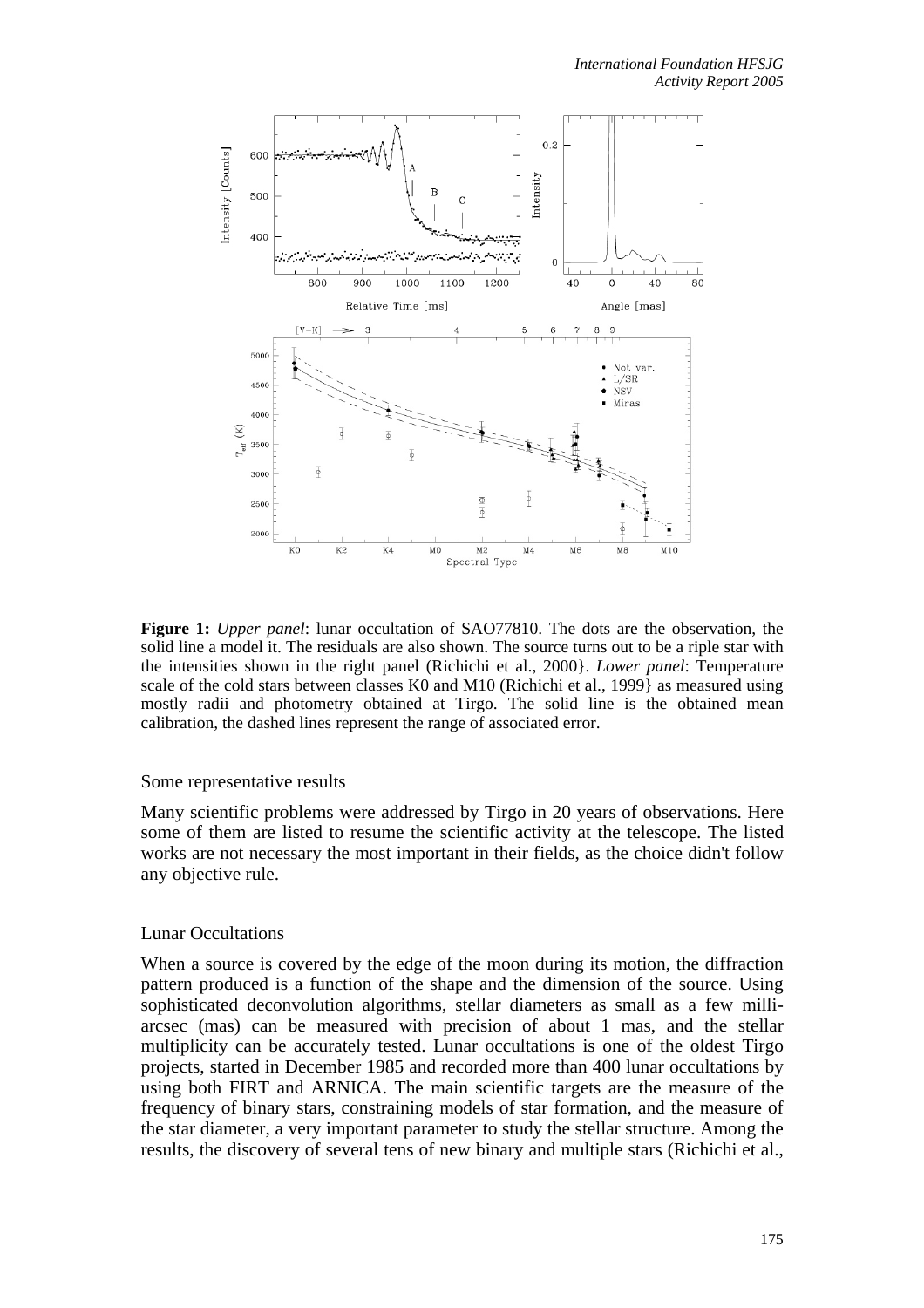**Figure 1:** *Upper panel*: lunar occultation of SAO77810. The dots are the observation, the solid line a model it. The residuals are also shown. The source turns out to be a riple star with the intensities shown in the right panel (Richichi et al., 2000}. *Lower panel*: Temperature scale of the cold stars between classes K0 and M10 (Richichi et al., 1999} as measured using mostly radii and photometry obtained at Tirgo. The solid line is the obtained mean calibration, the dashed lines represent the range of associated error.

Some representative results

Many scientific problems were addressed by Tirgo in 20 years of observations. Here some of them are listed to resume the scientific activity at the telescope. The listed works are not necessary the most important in their fields, as the choice didn't follow any objective rule.

Lunar Occultations

When a source is covered by the edge of the moon during its motion, the diffraction pattern produced is a function of the shape and the dimension of the source. Using sophisticated deconvolution algorithms, stellar diameters as small as a few milli-arcsec (mas) can be measured with precision of about 1 mas, and the stellar multiplicity can be accurately tested. Lunar occultations is one of the oldest Tirgo projects, started in December 1985 and recorded more than 400 lunar occultations by using both FIRT and ARNICA. The main scientific targets are the measure of the frequency of binary stars, constraining models of star formation, and the measure of the star diameter, a very important parameter to study the stellar structure. Among the results, the discovery of several tens of new binary and multiple stars (Richichi et al.,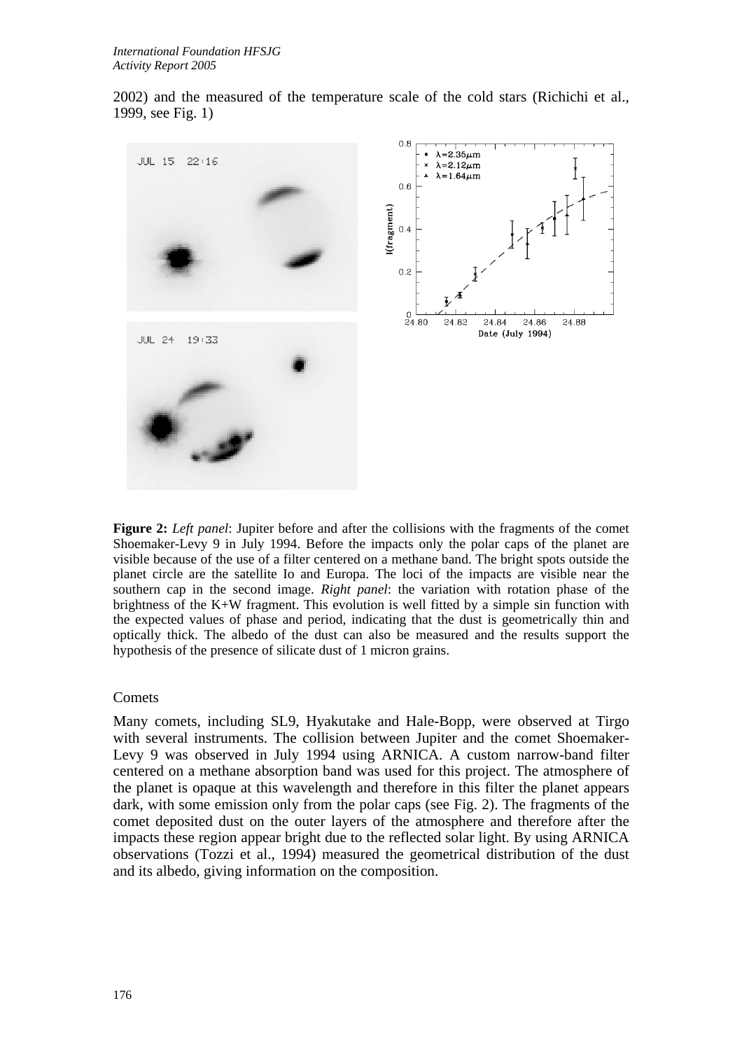2002) and the measured of the temperature scale of the cold stars (Richichi et al., 1999, see Fig. 1)

**Figure 2:** *Left panel*: Jupiter before and after the collisions with the fragments of the comet Shoemaker-Levy 9 in July 1994. Before the impacts only the polar caps of the planet are visible because of the use of a filter centered on a methane band. The bright spots outside the planet circle are the satellite Io and Europa. The loci of the impacts are visible near the southern cap in the second image. *Right panel*: the variation with rotation phase of the brightness of the K+W fragment. This evolution is well fitted by a simple sin function with the expected values of phase and period, indicating that the dust is geometrically thin and optically thick. The albedo of the dust can also be measured and the results support the hypothesis of the presence of silicate dust of 1 micron grains.

Comets

Many comets, including SL9, Hyakutake and Hale-Bopp, were observed at Tirgo with several instruments. The collision between Jupiter and the comet Shoemaker-Levy 9 was observed in July 1994 using ARNICA. A custom narrow-band filter centered on a methane absorption band was used for this project. The atmosphere of the planet is opaque at this wavelength and therefore in this filter the planet appears dark, with some emission only from the polar caps (see Fig. 2). The fragments of the comet deposited dust on the outer layers of the atmosphere and therefore after the impacts these region appear bright due to the reflected solar light. By using ARNICA observations (Tozzi et al., 1994) measured the geometrical distribution of the dust and its albedo, giving information on the composition.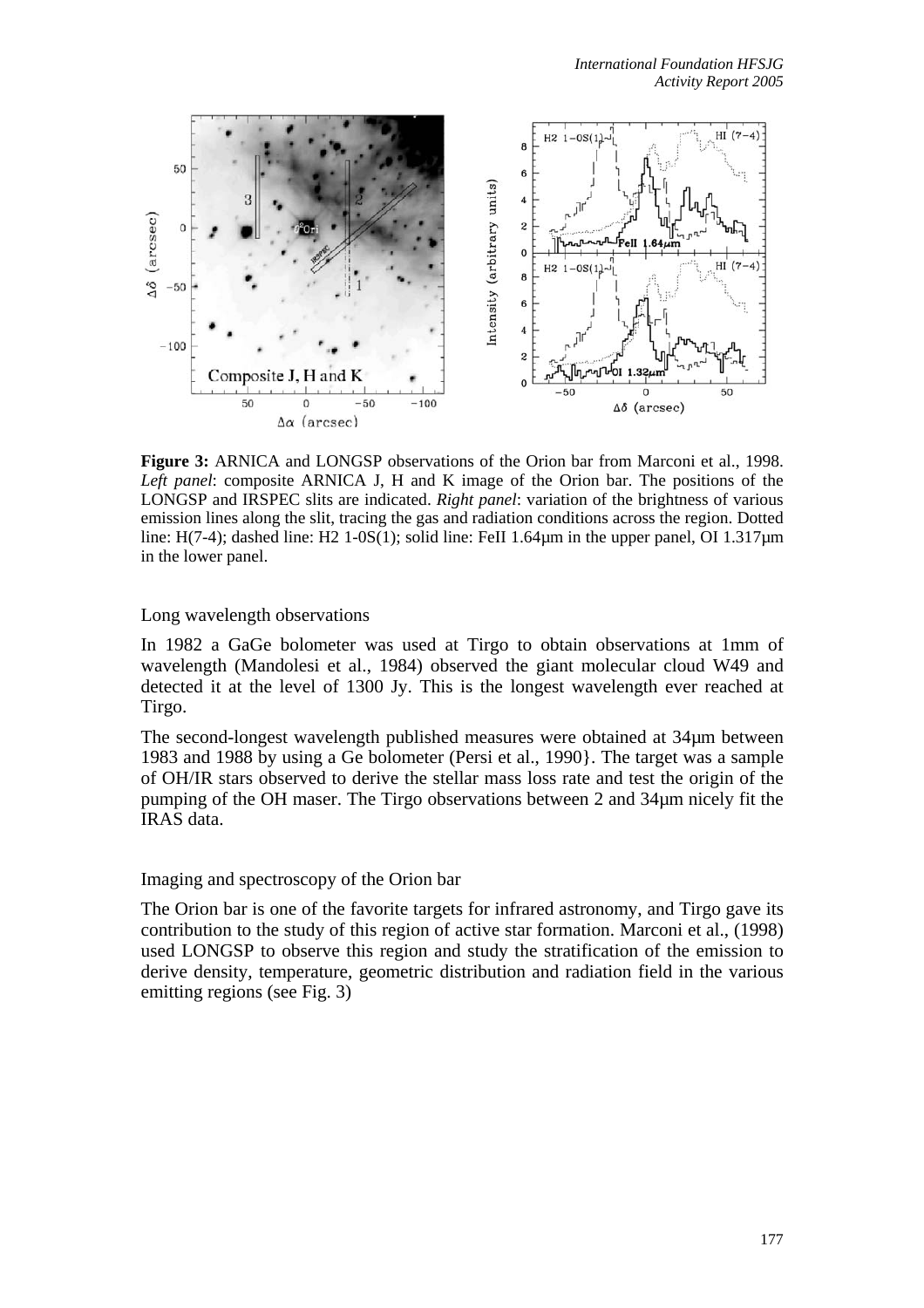**Figure 3:** ARNICA and LONGSP observations of the Orion bar from Marconi et al., 1998. *Left panel*: composite ARNICA J, H and K image of the Orion bar. The positions of the LONGSP and IRSPEC slits are indicated. *Right panel*: variation of the brightness of various emission lines along the slit, tracing the gas and radiation conditions across the region. Dotted line: H(7-4); dashed line: H2 1-0S(1); solid line: FeII 1.64µm in the upper panel, OI 1.317µm in the lower panel.

## Long wavelength observations

In 1982 a GaGe bolometer was used at Tirgo to obtain observations at 1mm of wavelength (Mandolesi et al., 1984) observed the giant molecular cloud W49 and detected it at the level of 1300 Jy. This is the longest wavelength ever reached at Tirgo.

The second-longest wavelength published measures were obtained at 34µm between 1983 and 1988 by using a Ge bolometer (Persi et al., 1990}. The target was a sample of OH/IR stars observed to derive the stellar mass loss rate and test the origin of the pumping of the OH maser. The Tirgo observations between 2 and 34µm nicely fit the IRAS data.

## Imaging and spectroscopy of the Orion bar

The Orion bar is one of the favorite targets for infrared astronomy, and Tirgo gave its contribution to the study of this region of active star formation. Marconi et al., (1998) used LONGSP to observe this region and study the stratification of the emission to derive density, temperature, geometric distribution and radiation field in the various emitting regions (see Fig. 3)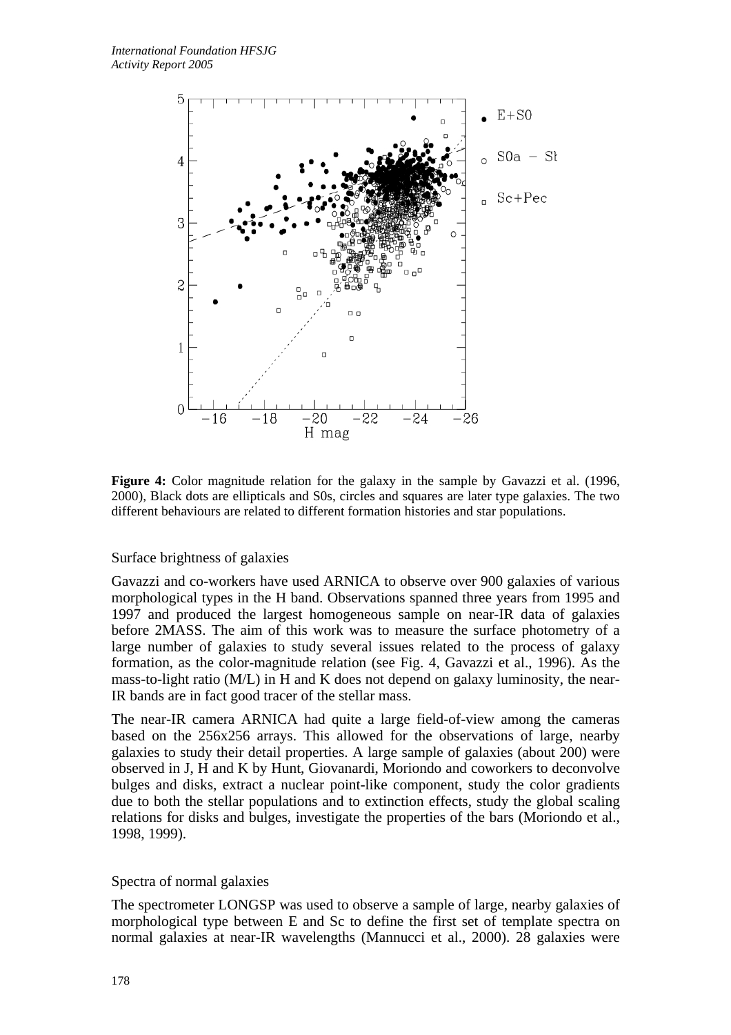**Figure 4:** Color magnitude relation for the galaxy in the sample by Gavazzi et al. (1996, 2000), Black dots are ellipticals and S0s, circles and squares are later type galaxies. The two different behaviours are related to different formation histories and star populations.

### Surface brightness of galaxies

Gavazzi and co-workers have used ARNICA to observe over 900 galaxies of various morphological types in the H band. Observations spanned three years from 1995 and 1997 and produced the largest homogeneous sample on near-IR data of galaxies before 2MASS. The aim of this work was to measure the surface photometry of a large number of galaxies to study several issues related to the process of galaxy formation, as the color-magnitude relation (see Fig. 4, Gavazzi et al., 1996). As the mass-to-light ratio (M/L) in H and K does not depend on galaxy luminosity, the near-IR bands are in fact good tracer of the stellar mass.

The near-IR camera ARNICA had quite a large field-of-view among the cameras based on the 256x256 arrays. This allowed for the observations of large, nearby galaxies to study their detail properties. A large sample of galaxies (about 200) were observed in J, H and K by Hunt, Giovanardi, Moriondo and coworkers to deconvolve bulges and disks, extract a nuclear point-like component, study the color gradients due to both the stellar populations and to extinction effects, study the global scaling relations for disks and bulges, investigate the properties of the bars (Moriondo et al., 1998, 1999).

### Spectra of normal galaxies

The spectrometer LONGSP was used to observe a sample of large, nearby galaxies of morphological type between E and Sc to define the first set of template spectra on normal galaxies at near-IR wavelengths (Mannucci et al., 2000). 28 galaxies were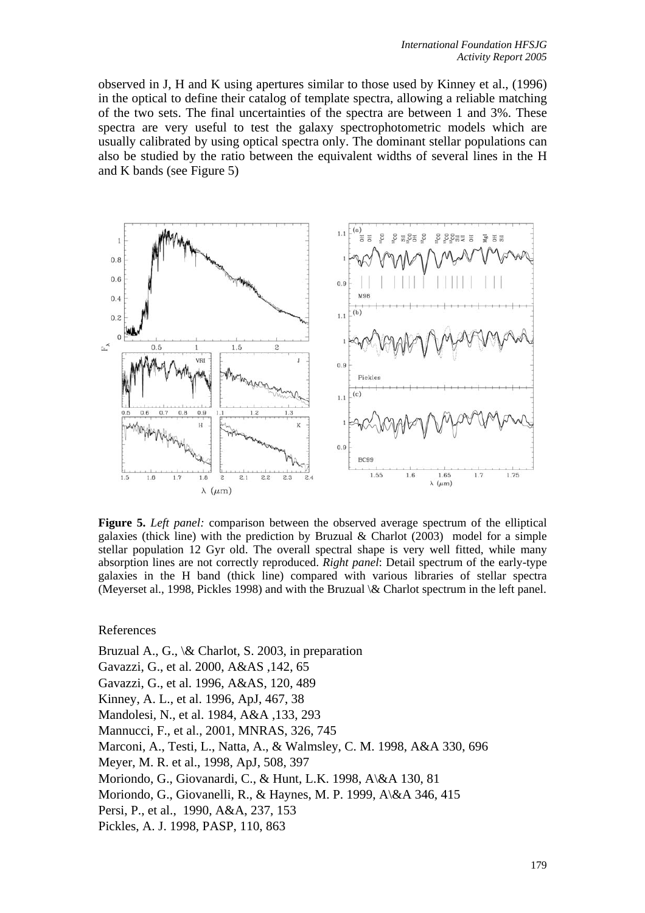observed in J, H and K using apertures similar to those used by Kinney et al., (1996) in the optical to define their catalog of template spectra, allowing a reliable matching of the two sets. The final uncertainties of the spectra are between 1 and 3%. These spectra are very useful to test the galaxy spectrophotometric models which are usually calibrated by using optical spectra only. The dominant stellar populations can also be studied by the ratio between the equivalent widths of several lines in the H and K bands (see Figure 5)

**Figure 5.** *Left panel:* comparison between the observed average spectrum of the elliptical galaxies (thick line) with the prediction by Bruzual & Charlot (2003) model for a simple stellar population 12 Gyr old. The overall spectral shape is very well fitted, while many absorption lines are not correctly reproduced. *Right panel*: Detail spectrum of the early-type galaxies in the H band (thick line) compared with various libraries of stellar spectra (Meyerset al., 1998, Pickles 1998) and with the Bruzual \& Charlot spectrum in the left panel.

References

Bruzual A., G., \& Charlot, S. 2003, in preparation
Gavazzi, G., et al. 2000, A&AS ,142, 65
Gavazzi, G., et al. 1996, A&AS, 120, 489
Kinney, A. L., et al. 1996, ApJ, 467, 38
Mandolesi, N., et al. 1984, A&A ,133, 293
Mannucci, F., et al., 2001, MNRAS, 326, 745
Marconi, A., Testi, L., Natta, A., & Walmsley, C. M. 1998, A&A 330, 696
Meyer, M. R. et al., 1998, ApJ, 508, 397
Moriondo, G., Giovanardi, C., & Hunt, L.K. 1998, A\&A 130, 81
Moriondo, G., Giovanelli, R., & Haynes, M. P. 1999, A\&A 346, 415
Persi, P., et al., 1990, A&A, 237, 153
Pickles, A. J. 1998, PASP, 110, 863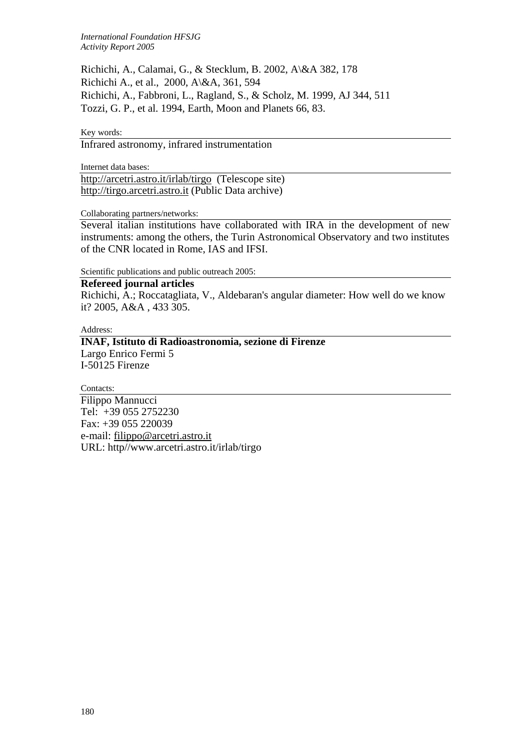Richichi, A., Calamai, G., & Stecklum, B. 2002, A\&A 382, 178
Richichi A., et al., 2000, A\&A, 361, 594
Richichi, A., Fabbroni, L., Ragland, S., & Scholz, M. 1999, AJ 344, 511
Tozzi, G. P., et al. 1994, Earth, Moon and Planets 66, 83.

Key words:

Infrared astronomy, infrared instrumentation

Internet data bases:

http://arcetri.astro.it/irlab/tirgo (Telescope site)
http://tirgo.arcetri.astro.it (Public Data archive)

Collaborating partners/networks:

Several italian institutions have collaborated with IRA in the development of new instruments: among the others, the Turin Astronomical Observatory and two institutes of the CNR located in Rome, IAS and IFSI.

Scientific publications and public outreach 2005:

**Refereed journal articles**

Richichi, A.; Roccatagliata, V., Aldebaran's angular diameter: How well do we know it? 2005, A&A , 433 305.

Address:

**INAF, Istituto di Radioastronomia, sezione di Firenze**
Largo Enrico Fermi 5
I-50125 Firenze

Contacts:

Filippo Mannucci
Tel: +39 055 2752230
Fax: +39 055 220039
e-mail: filippo@arcetri.astro.it
URL: http//www.arcetri.astro.it/irlab/tirgo